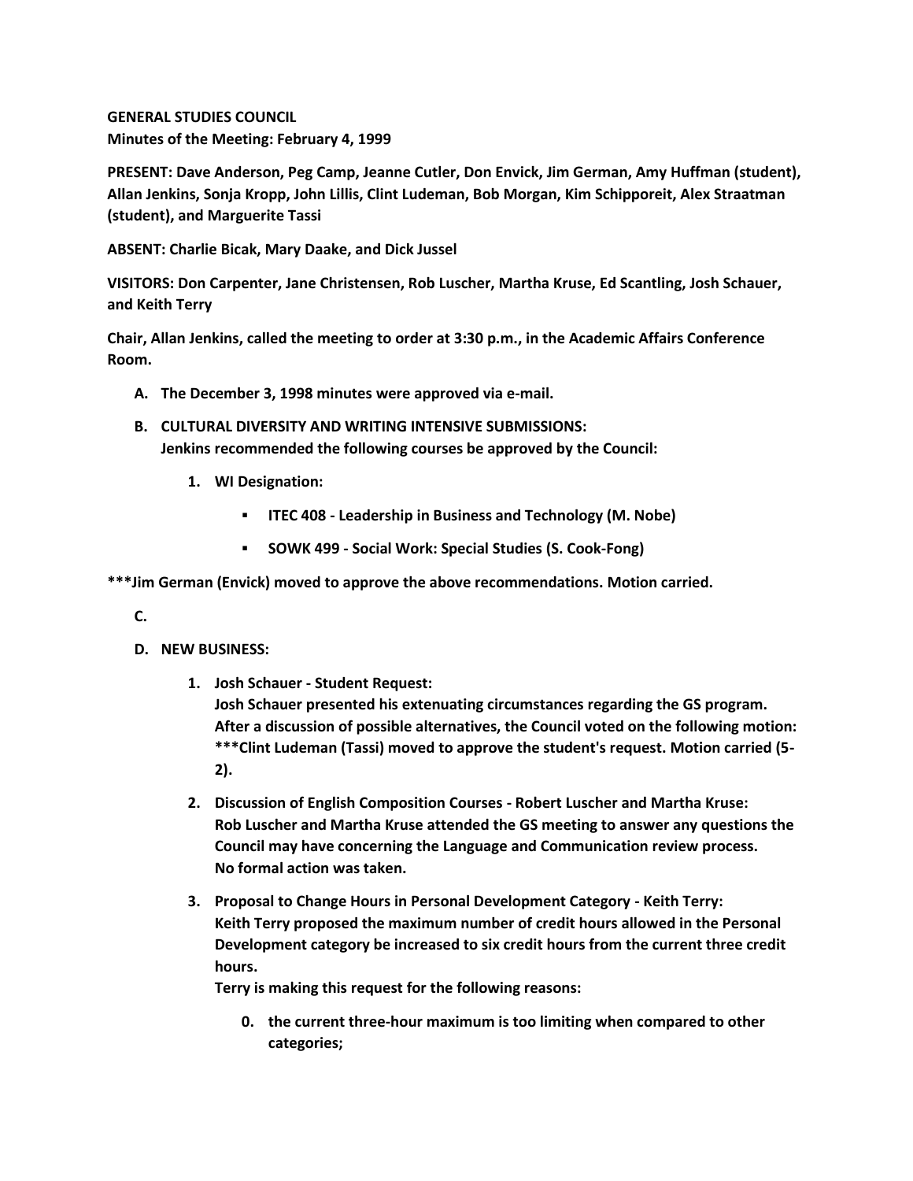**GENERAL STUDIES COUNCIL**
**Minutes of the Meeting: February 4, 1999**

**PRESENT: Dave Anderson, Peg Camp, Jeanne Cutler, Don Envick, Jim German, Amy Huffman (student), Allan Jenkins, Sonja Kropp, John Lillis, Clint Ludeman, Bob Morgan, Kim Schipporeit, Alex Straatman (student), and Marguerite Tassi**

**ABSENT: Charlie Bicak, Mary Daake, and Dick Jussel**

**VISITORS: Don Carpenter, Jane Christensen, Rob Luscher, Martha Kruse, Ed Scantling, Josh Schauer, and Keith Terry**

**Chair, Allan Jenkins, called the meeting to order at 3:30 p.m., in the Academic Affairs Conference Room.**

A. **The December 3, 1998 minutes were approved via e-mail.**

B. **CULTURAL DIVERSITY AND WRITING INTENSIVE SUBMISSIONS:**
   **Jenkins recommended the following courses be approved by the Council:**

   1. **WI Designation:**

      - **ITEC 408 - Leadership in Business and Technology (M. Nobe)**
      - **SOWK 499 - Social Work: Special Studies (S. Cook-Fong)**

**\*\*\*Jim German (Envick) moved to approve the above recommendations. Motion carried.**

C.

D. **NEW BUSINESS:**

   1. **Josh Schauer - Student Request:**
      **Josh Schauer presented his extenuating circumstances regarding the GS program. After a discussion of possible alternatives, the Council voted on the following motion:**
      **\*\*\*Clint Ludeman (Tassi) moved to approve the student's request. Motion carried (5-2).**

   2. **Discussion of English Composition Courses - Robert Luscher and Martha Kruse:**
      **Rob Luscher and Martha Kruse attended the GS meeting to answer any questions the Council may have concerning the Language and Communication review process.**
      **No formal action was taken.**

   3. **Proposal to Change Hours in Personal Development Category - Keith Terry:**
      **Keith Terry proposed the maximum number of credit hours allowed in the Personal Development category be increased to six credit hours from the current three credit hours.**
      **Terry is making this request for the following reasons:**

      0. **the current three-hour maximum is too limiting when compared to other categories;**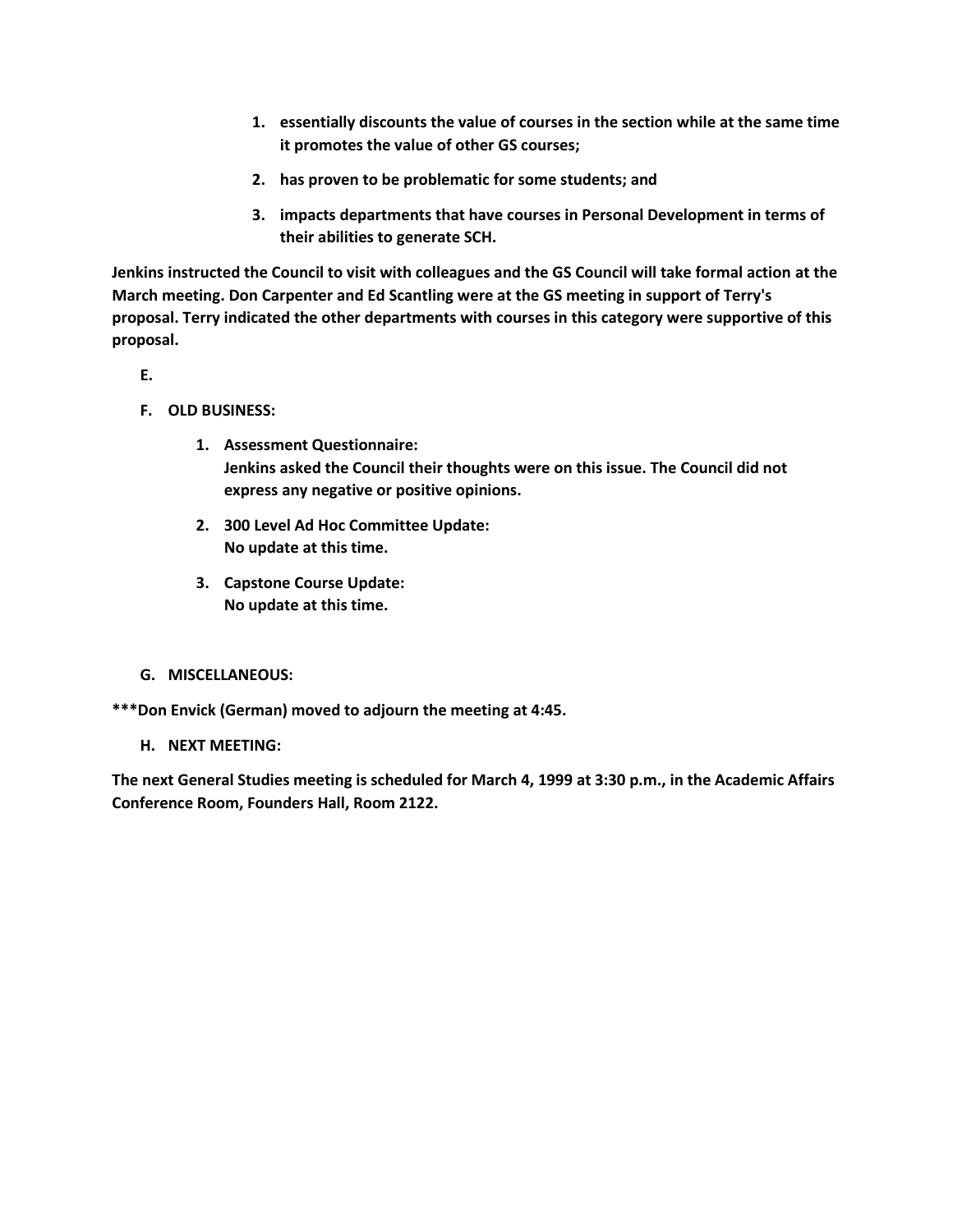1. **essentially discounts the value of courses in the section while at the same time it promotes the value of other GS courses;**
2. **has proven to be problematic for some students; and**
3. **impacts departments that have courses in Personal Development in terms of their abilities to generate SCH.**

**Jenkins instructed the Council to visit with colleagues and the GS Council will take formal action at the March meeting. Don Carpenter and Ed Scantling were at the GS meeting in support of Terry's proposal. Terry indicated the other departments with courses in this category were supportive of this proposal.**

**E.**

**F. OLD BUSINESS:**

1. **Assessment Questionnaire:**
   **Jenkins asked the Council their thoughts were on this issue. The Council did not express any negative or positive opinions.**
2. **300 Level Ad Hoc Committee Update:**
   **No update at this time.**
3. **Capstone Course Update:**
   **No update at this time.**

**G. MISCELLANEOUS:**

**\*\*\*Don Envick (German) moved to adjourn the meeting at 4:45.**

**H. NEXT MEETING:**

**The next General Studies meeting is scheduled for March 4, 1999 at 3:30 p.m., in the Academic Affairs Conference Room, Founders Hall, Room 2122.**